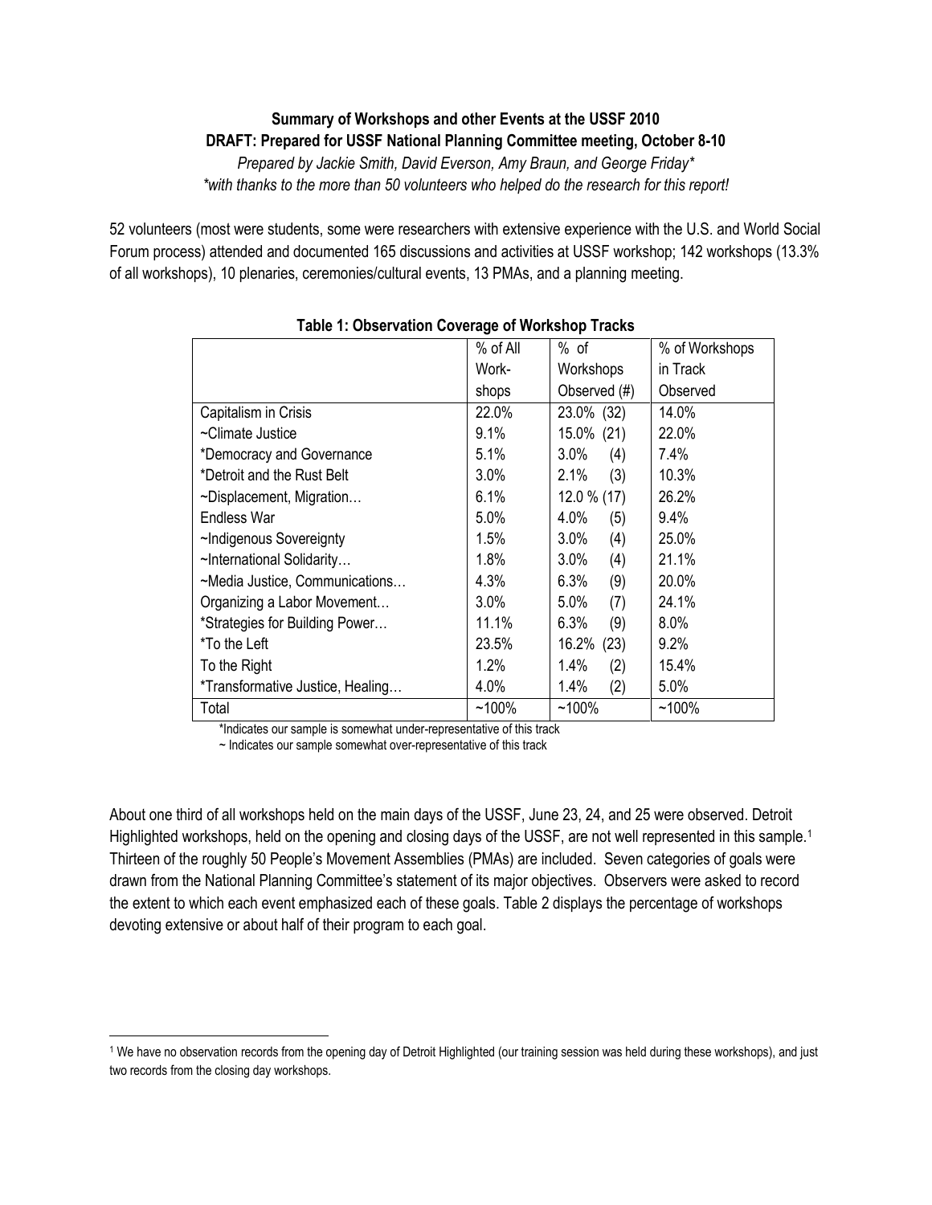**Summary of Workshops and other Events at the USSF 2010**
**DRAFT: Prepared for USSF National Planning Committee meeting, October 8-10**

*Prepared by Jackie Smith, David Everson, Amy Braun, and George Friday**
**with thanks to the more than 50 volunteers who helped do the research for this report!*

52 volunteers (most were students, some were researchers with extensive experience with the U.S. and World Social Forum process) attended and documented 165 discussions and activities at USSF workshop; 142 workshops (13.3% of all workshops), 10 plenaries, ceremonies/cultural events, 13 PMAs, and a planning meeting.

**Table 1: Observation Coverage of Workshop Tracks**

| | % of All Work-shops | % of Workshops Observed (#) | % of Workshops in Track Observed |
|---|---|---|---|
| Capitalism in Crisis | 22.0% | 23.0% (32) | 14.0% |
| ~Climate Justice | 9.1% | 15.0% (21) | 22.0% |
| *Democracy and Governance | 5.1% | 3.0% (4) | 7.4% |
| *Detroit and the Rust Belt | 3.0% | 2.1% (3) | 10.3% |
| ~Displacement, Migration… | 6.1% | 12.0 % (17) | 26.2% |
| Endless War | 5.0% | 4.0% (5) | 9.4% |
| ~Indigenous Sovereignty | 1.5% | 3.0% (4) | 25.0% |
| ~International Solidarity… | 1.8% | 3.0% (4) | 21.1% |
| ~Media Justice, Communications… | 4.3% | 6.3% (9) | 20.0% |
| Organizing a Labor Movement… | 3.0% | 5.0% (7) | 24.1% |
| *Strategies for Building Power… | 11.1% | 6.3% (9) | 8.0% |
| *To the Left | 23.5% | 16.2% (23) | 9.2% |
| To the Right | 1.2% | 1.4% (2) | 15.4% |
| *Transformative Justice, Healing… | 4.0% | 1.4% (2) | 5.0% |
| Total | ~100% | ~100% | ~100% |

*Indicates our sample is somewhat under-representative of this track
~ Indicates our sample somewhat over-representative of this track

About one third of all workshops held on the main days of the USSF, June 23, 24, and 25 were observed. Detroit Highlighted workshops, held on the opening and closing days of the USSF, are not well represented in this sample.[1] Thirteen of the roughly 50 People's Movement Assemblies (PMAs) are included. Seven categories of goals were drawn from the National Planning Committee's statement of its major objectives. Observers were asked to record the extent to which each event emphasized each of these goals. Table 2 displays the percentage of workshops devoting extensive or about half of their program to each goal.

[1] We have no observation records from the opening day of Detroit Highlighted (our training session was held during these workshops), and just two records from the closing day workshops.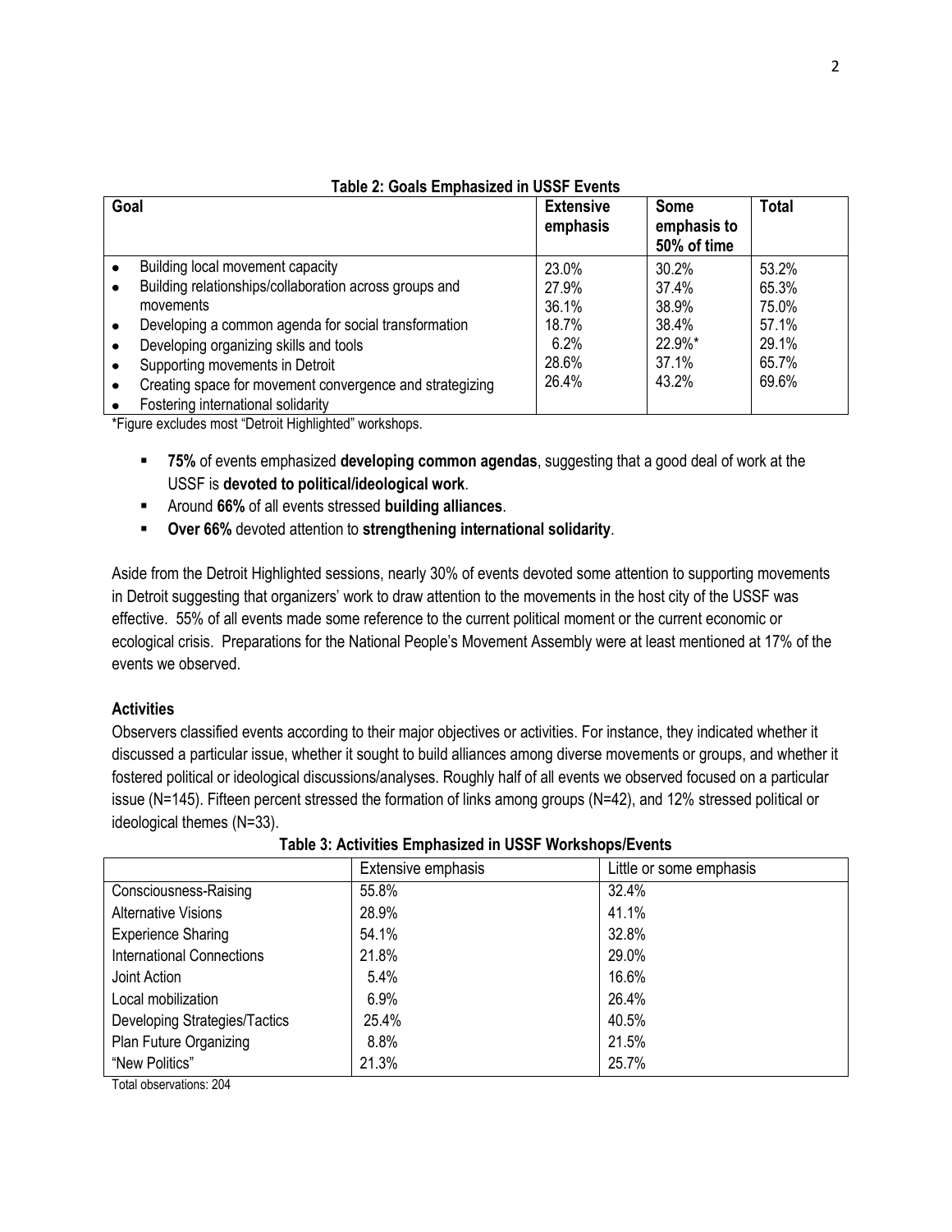**Table 2: Goals Emphasized in USSF Events**

| Goal | Extensive emphasis | Some emphasis to 50% of time | Total |
|---|---|---|---|
| • Building local movement capacity | 23.0% | 30.2% | 53.2% |
| • Building relationships/collaboration across groups and movements | 27.9% | 37.4% | 65.3% |
| • Developing a common agenda for social transformation | 36.1% | 38.9% | 75.0% |
| • Developing organizing skills and tools | 18.7% | 38.4% | 57.1% |
| • Supporting movements in Detroit | 6.2% | 22.9%* | 29.1% |
| • Creating space for movement convergence and strategizing | 28.6% | 37.1% | 65.7% |
| • Fostering international solidarity | 26.4% | 43.2% | 69.6% |

*Figure excludes most "Detroit Highlighted" workshops.

- **75%** of events emphasized **developing common agendas**, suggesting that a good deal of work at the USSF is **devoted to political/ideological work**.
- Around **66%** of all events stressed **building alliances**.
- **Over 66%** devoted attention to **strengthening international solidarity**.

Aside from the Detroit Highlighted sessions, nearly 30% of events devoted some attention to supporting movements in Detroit suggesting that organizers' work to draw attention to the movements in the host city of the USSF was effective. 55% of all events made some reference to the current political moment or the current economic or ecological crisis. Preparations for the National People's Movement Assembly were at least mentioned at 17% of the events we observed.

**Activities**

Observers classified events according to their major objectives or activities. For instance, they indicated whether it discussed a particular issue, whether it sought to build alliances among diverse movements or groups, and whether it fostered political or ideological discussions/analyses. Roughly half of all events we observed focused on a particular issue (N=145). Fifteen percent stressed the formation of links among groups (N=42), and 12% stressed political or ideological themes (N=33).

**Table 3: Activities Emphasized in USSF Workshops/Events**

| | Extensive emphasis | Little or some emphasis |
|---|---|---|
| Consciousness-Raising | 55.8% | 32.4% |
| Alternative Visions | 28.9% | 41.1% |
| Experience Sharing | 54.1% | 32.8% |
| International Connections | 21.8% | 29.0% |
| Joint Action | 5.4% | 16.6% |
| Local mobilization | 6.9% | 26.4% |
| Developing Strategies/Tactics | 25.4% | 40.5% |
| Plan Future Organizing | 8.8% | 21.5% |
| "New Politics" | 21.3% | 25.7% |

Total observations: 204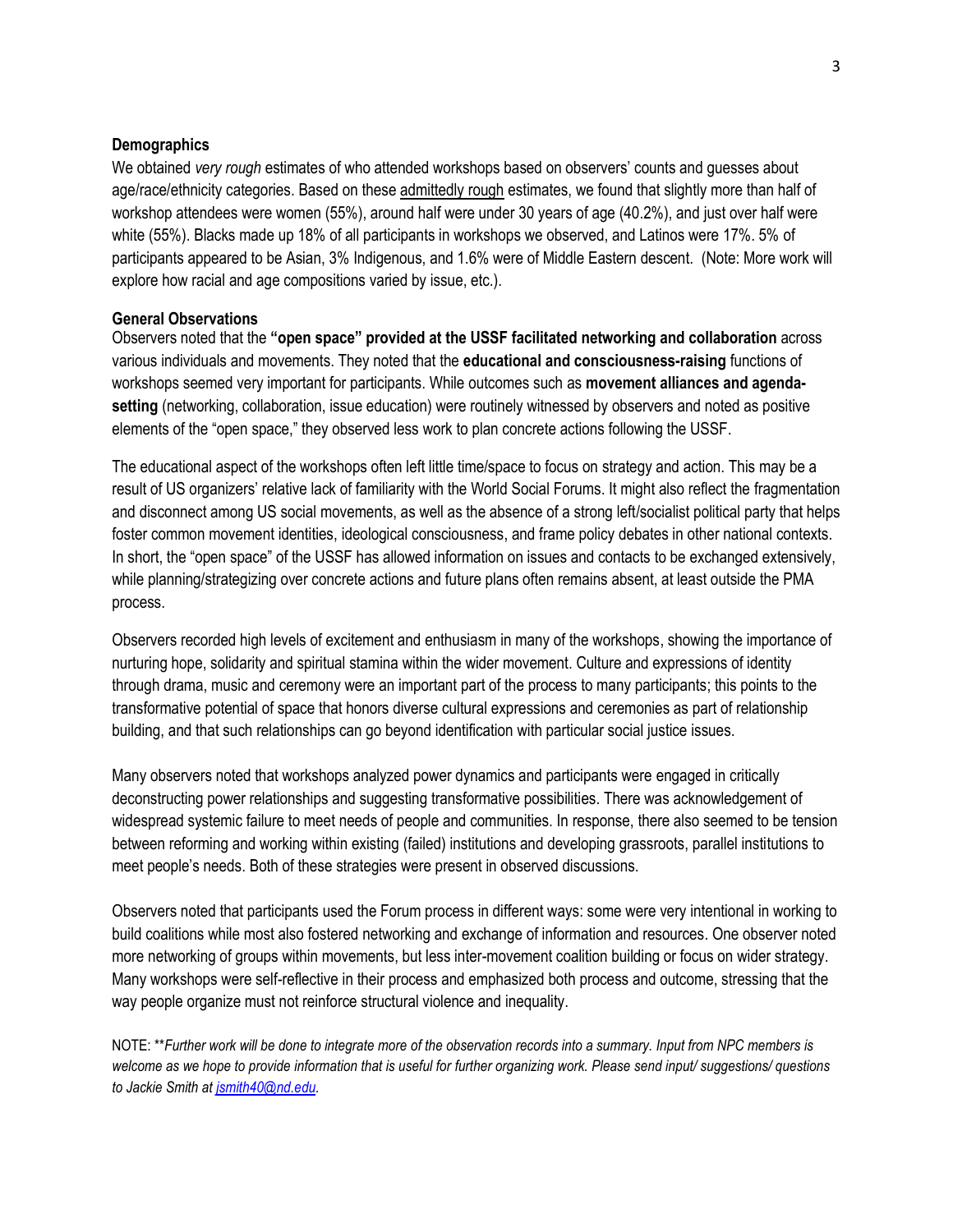**Demographics**

We obtained *very rough* estimates of who attended workshops based on observers' counts and guesses about age/race/ethnicity categories. Based on these admittedly rough estimates, we found that slightly more than half of workshop attendees were women (55%), around half were under 30 years of age (40.2%), and just over half were white (55%). Blacks made up 18% of all participants in workshops we observed, and Latinos were 17%. 5% of participants appeared to be Asian, 3% Indigenous, and 1.6% were of Middle Eastern descent. (Note: More work will explore how racial and age compositions varied by issue, etc.).

**General Observations**

Observers noted that the **"open space" provided at the USSF facilitated networking and collaboration** across various individuals and movements. They noted that the **educational and consciousness-raising** functions of workshops seemed very important for participants. While outcomes such as **movement alliances and agenda-setting** (networking, collaboration, issue education) were routinely witnessed by observers and noted as positive elements of the "open space," they observed less work to plan concrete actions following the USSF.

The educational aspect of the workshops often left little time/space to focus on strategy and action. This may be a result of US organizers' relative lack of familiarity with the World Social Forums. It might also reflect the fragmentation and disconnect among US social movements, as well as the absence of a strong left/socialist political party that helps foster common movement identities, ideological consciousness, and frame policy debates in other national contexts. In short, the "open space" of the USSF has allowed information on issues and contacts to be exchanged extensively, while planning/strategizing over concrete actions and future plans often remains absent, at least outside the PMA process.

Observers recorded high levels of excitement and enthusiasm in many of the workshops, showing the importance of nurturing hope, solidarity and spiritual stamina within the wider movement. Culture and expressions of identity through drama, music and ceremony were an important part of the process to many participants; this points to the transformative potential of space that honors diverse cultural expressions and ceremonies as part of relationship building, and that such relationships can go beyond identification with particular social justice issues.

Many observers noted that workshops analyzed power dynamics and participants were engaged in critically deconstructing power relationships and suggesting transformative possibilities. There was acknowledgement of widespread systemic failure to meet needs of people and communities. In response, there also seemed to be tension between reforming and working within existing (failed) institutions and developing grassroots, parallel institutions to meet people's needs. Both of these strategies were present in observed discussions.

Observers noted that participants used the Forum process in different ways: some were very intentional in working to build coalitions while most also fostered networking and exchange of information and resources. One observer noted more networking of groups within movements, but less inter-movement coalition building or focus on wider strategy. Many workshops were self-reflective in their process and emphasized both process and outcome, stressing that the way people organize must not reinforce structural violence and inequality.

NOTE: ***Further work will be done to integrate more of the observation records into a summary. Input from NPC members is welcome as we hope to provide information that is useful for further organizing work. Please send input/ suggestions/ questions to Jackie Smith at jsmith40@nd.edu.*